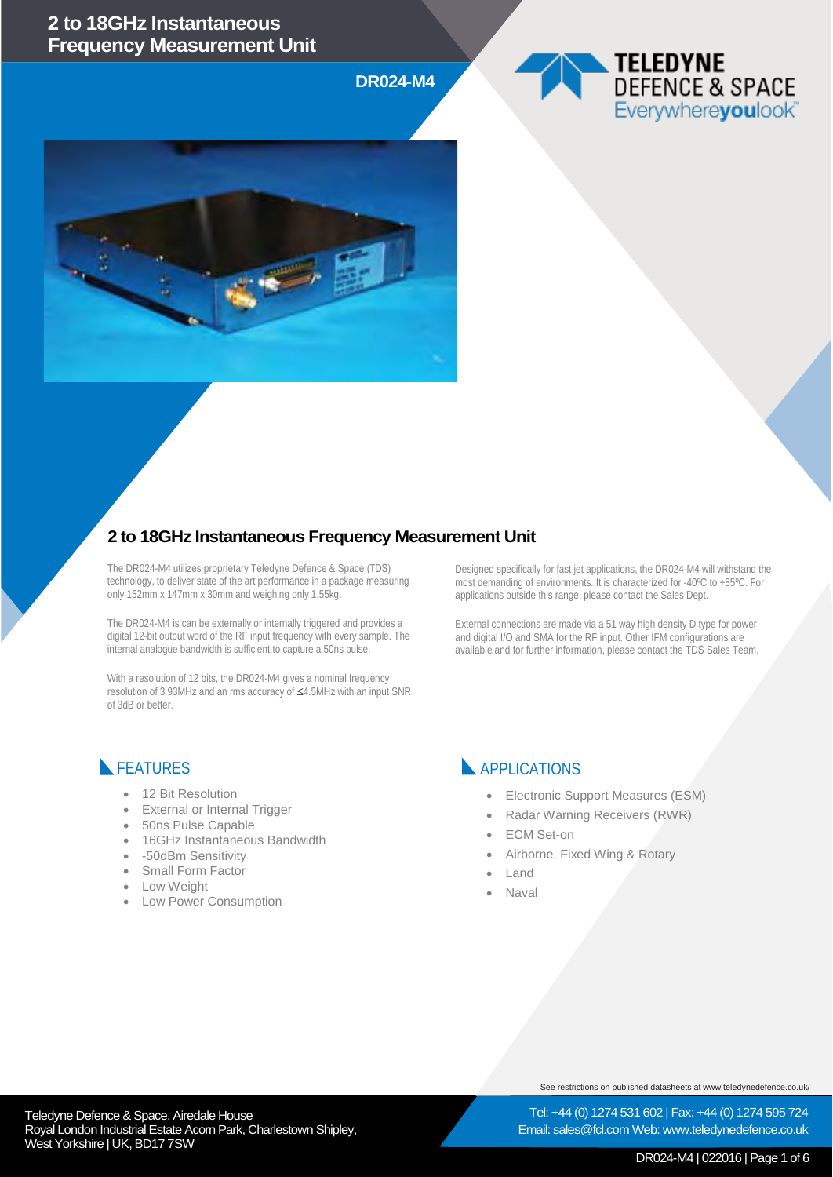# 2 to 18GHz Instantaneous Frequency Measurement Unit

**DR024-M4**

## 2 to 18GHz Instantaneous Frequency Measurement Unit

The DR024-M4 utilizes proprietary Teledyne Defence & Space (TDS) technology, to deliver state of the art performance in a package measuring only 152mm x 147mm x 30mm and weighing only 1.55kg.

The DR024-M4 is can be externally or internally triggered and provides a digital 12-bit output word of the RF input frequency with every sample. The internal analogue bandwidth is sufficient to capture a 50ns pulse.

With a resolution of 12 bits, the DR024-M4 gives a nominal frequency resolution of 3.93MHz and an rms accuracy of ≤4.5MHz with an input SNR of 3dB or better.

Designed specifically for fast jet applications, the DR024-M4 will withstand the most demanding of environments. It is characterized for -40ºC to +85ºC. For applications outside this range, please contact the Sales Dept.

External connections are made via a 51 way high density D type for power and digital I/O and SMA for the RF input. Other IFM configurations are available and for further information, please contact the TDS Sales Team.

## FEATURES

- 12 Bit Resolution
- External or Internal Trigger
- 50ns Pulse Capable
- 16GHz Instantaneous Bandwidth
- -50dBm Sensitivity
- Small Form Factor
- Low Weight
- Low Power Consumption

## APPLICATIONS

- Electronic Support Measures (ESM)
- Radar Warning Receivers (RWR)
- ECM Set-on
- Airborne, Fixed Wing & Rotary
- Land
- Naval

See restrictions on published datasheets at www.teledynedefence.co.uk/

Teledyne Defence & Space, Airedale House
Royal London Industrial Estate Acorn Park, Charlestown Shipley, West Yorkshire | UK, BD17 7SW

Tel: +44 (0) 1274 531 602 | Fax: +44 (0) 1274 595 724
Email: sales@fcl.com Web: www.teledynedefence.co.uk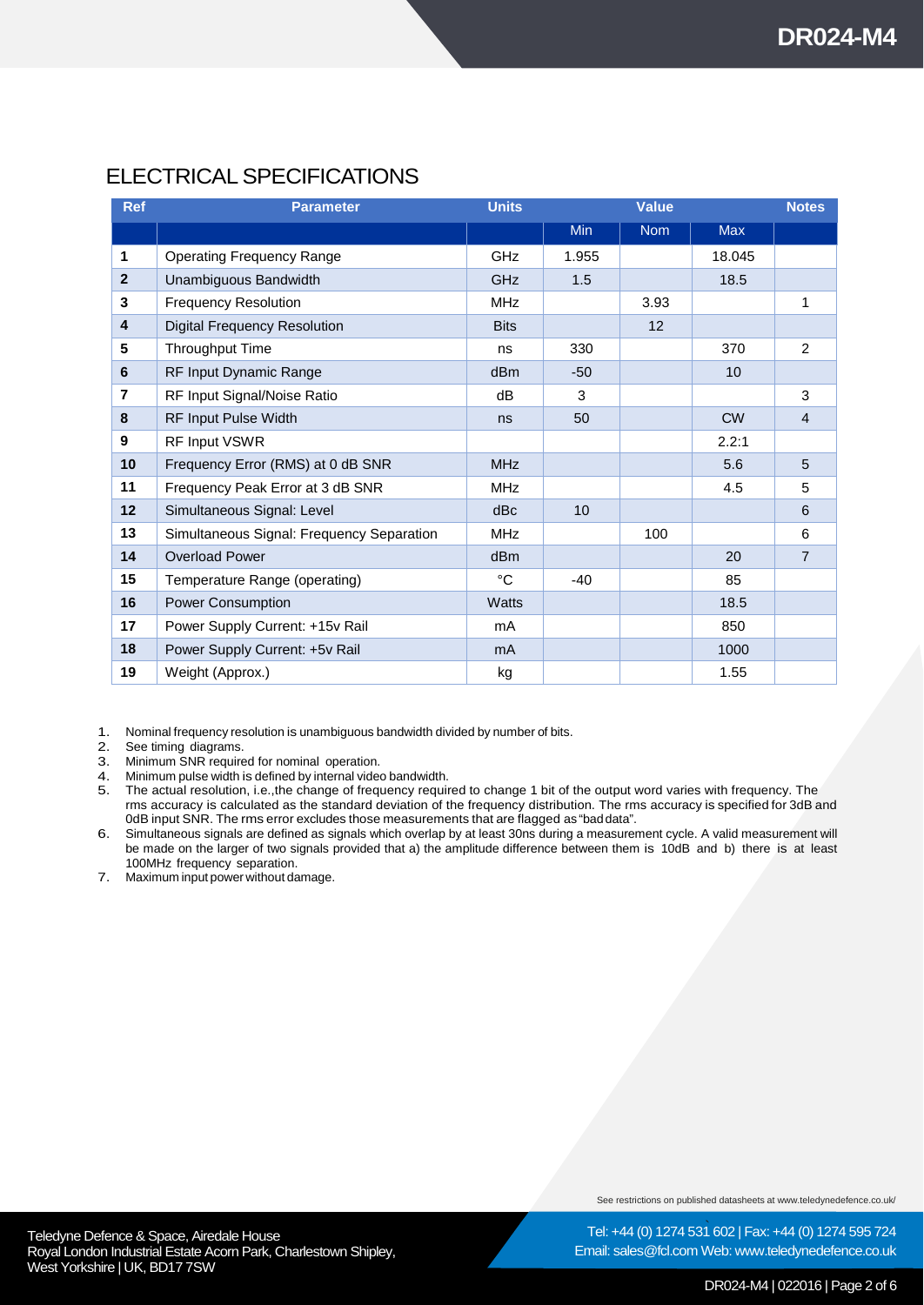## ELECTRICAL SPECIFICATIONS

| Ref | Parameter | Units | Value | | | Notes |
|---|---|---|---|---|---|---|
| | | | Min | Nom | Max | |
| 1 | Operating Frequency Range | GHz | 1.955 | | 18.045 | |
| 2 | Unambiguous Bandwidth | GHz | 1.5 | | 18.5 | |
| 3 | Frequency Resolution | MHz | | 3.93 | | 1 |
| 4 | Digital Frequency Resolution | Bits | | 12 | | |
| 5 | Throughput Time | ns | 330 | | 370 | 2 |
| 6 | RF Input Dynamic Range | dBm | -50 | | 10 | |
| 7 | RF Input Signal/Noise Ratio | dB | 3 | | | 3 |
| 8 | RF Input Pulse Width | ns | 50 | | CW | 4 |
| 9 | RF Input VSWR | | | | 2.2:1 | |
| 10 | Frequency Error (RMS) at 0 dB SNR | MHz | | | 5.6 | 5 |
| 11 | Frequency Peak Error at 3 dB SNR | MHz | | | 4.5 | 5 |
| 12 | Simultaneous Signal: Level | dBc | 10 | | | 6 |
| 13 | Simultaneous Signal: Frequency Separation | MHz | | 100 | | 6 |
| 14 | Overload Power | dBm | | | 20 | 7 |
| 15 | Temperature Range (operating) | °C | -40 | | 85 | |
| 16 | Power Consumption | Watts | | | 18.5 | |
| 17 | Power Supply Current: +15v Rail | mA | | | 850 | |
| 18 | Power Supply Current: +5v Rail | mA | | | 1000 | |
| 19 | Weight (Approx.) | kg | | | 1.55 | |

1. Nominal frequency resolution is unambiguous bandwidth divided by number of bits.
2. See timing diagrams.
3. Minimum SNR required for nominal operation.
4. Minimum pulse width is defined by internal video bandwidth.
5. The actual resolution, i.e.,the change of frequency required to change 1 bit of the output word varies with frequency. The rms accuracy is calculated as the standard deviation of the frequency distribution. The rms accuracy is specified for 3dB and 0dB input SNR. The rms error excludes those measurements that are flagged as "bad data".
6. Simultaneous signals are defined as signals which overlap by at least 30ns during a measurement cycle. A valid measurement will be made on the larger of two signals provided that a) the amplitude difference between them is 10dB and b) there is at least 100MHz frequency separation.
7. Maximum input power without damage.

See restrictions on published datasheets at www.teledynedefence.co.uk/

Teledyne Defence & Space, Airedale House
Royal London Industrial Estate Acorn Park, Charlestown Shipley,
West Yorkshire | UK, BD17 7SW

Tel: +44 (0) 1274 531 602 | Fax: +44 (0) 1274 595 724
Email: sales@fcl.com Web: www.teledynedefence.co.uk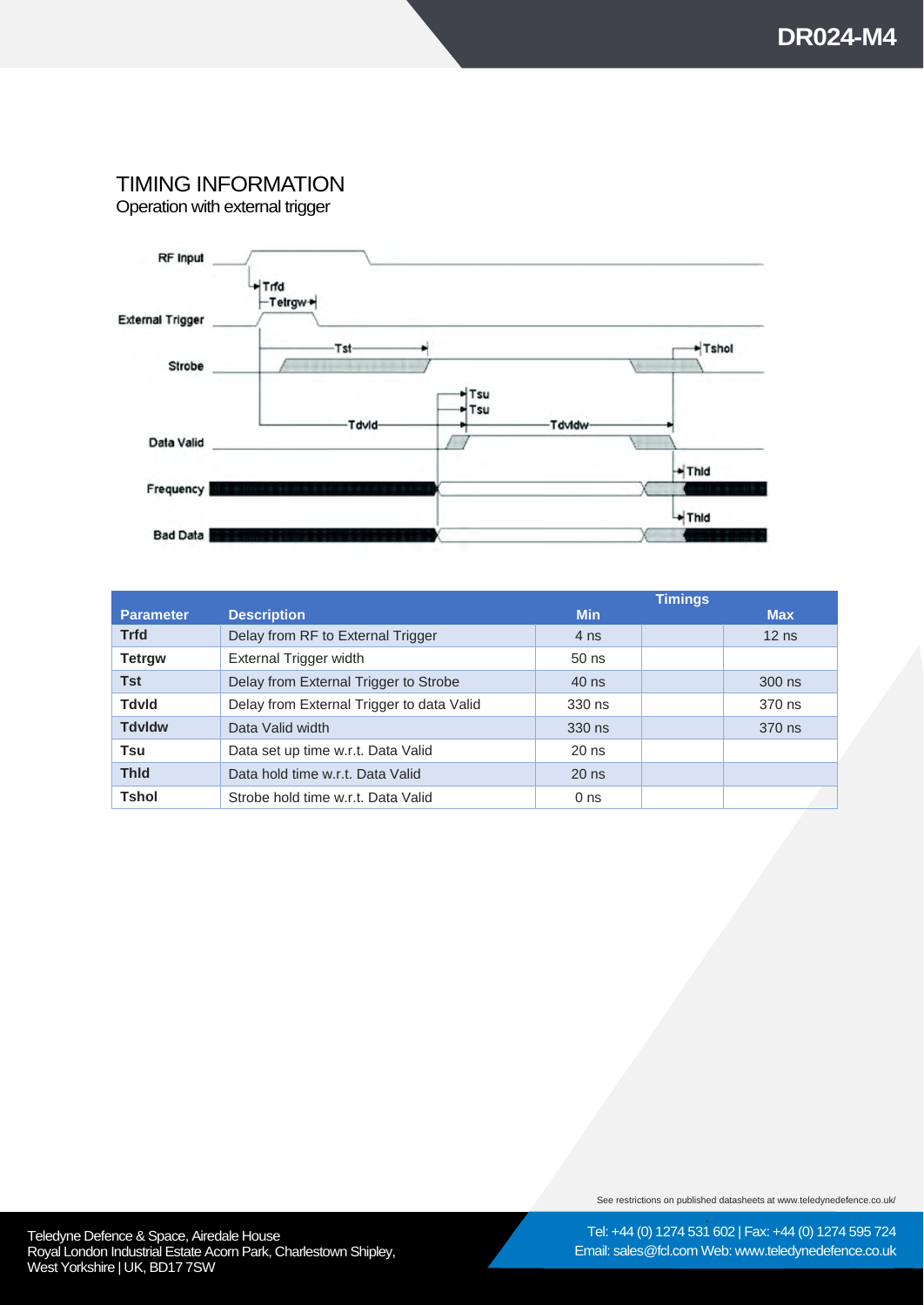## TIMING INFORMATION

Operation with external trigger

RF Input

Trfd

Tetrgw

External Trigger

Tst

Tshol

Strobe

Tsu

Tsu

Tdvld

Tdvldw

Data Valid

Thld

Frequency

Thld

Bad Data

| Parameter | Description | Timings Min | | Max |
|---|---|---|---|---|
| Trfd | Delay from RF to External Trigger | 4 ns | | 12 ns |
| Tetrgw | External Trigger width | 50 ns | | |
| Tst | Delay from External Trigger to Strobe | 40 ns | | 300 ns |
| Tdvld | Delay from External Trigger to data Valid | 330 ns | | 370 ns |
| Tdvldw | Data Valid width | 330 ns | | 370 ns |
| Tsu | Data set up time w.r.t. Data Valid | 20 ns | | |
| Thld | Data hold time w.r.t. Data Valid | 20 ns | | |
| Tshol | Strobe hold time w.r.t. Data Valid | 0 ns | | |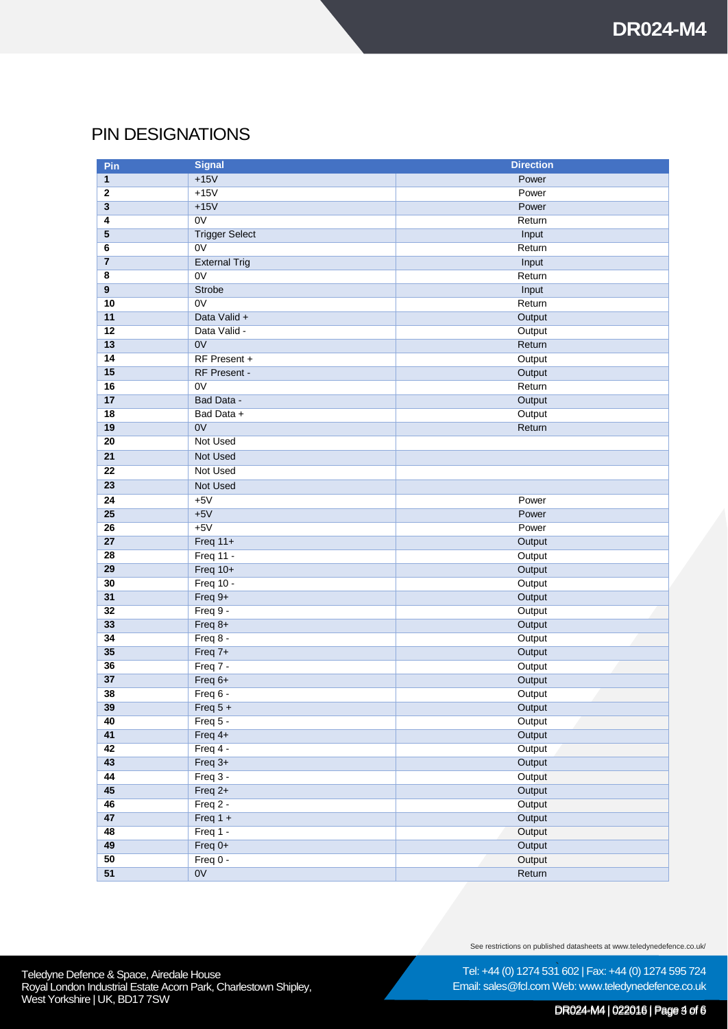## PIN DESIGNATIONS

| Pin | Signal | Direction |
|---|---|---|
| 1 | +15V | Power |
| 2 | +15V | Power |
| 3 | +15V | Power |
| 4 | 0V | Return |
| 5 | Trigger Select | Input |
| 6 | 0V | Return |
| 7 | External Trig | Input |
| 8 | 0V | Return |
| 9 | Strobe | Input |
| 10 | 0V | Return |
| 11 | Data Valid + | Output |
| 12 | Data Valid - | Output |
| 13 | 0V | Return |
| 14 | RF Present + | Output |
| 15 | RF Present - | Output |
| 16 | 0V | Return |
| 17 | Bad Data - | Output |
| 18 | Bad Data + | Output |
| 19 | 0V | Return |
| 20 | Not Used | |
| 21 | Not Used | |
| 22 | Not Used | |
| 23 | Not Used | |
| 24 | +5V | Power |
| 25 | +5V | Power |
| 26 | +5V | Power |
| 27 | Freq 11+ | Output |
| 28 | Freq 11 - | Output |
| 29 | Freq 10+ | Output |
| 30 | Freq 10 - | Output |
| 31 | Freq 9+ | Output |
| 32 | Freq 9 - | Output |
| 33 | Freq 8+ | Output |
| 34 | Freq 8 - | Output |
| 35 | Freq 7+ | Output |
| 36 | Freq 7 - | Output |
| 37 | Freq 6+ | Output |
| 38 | Freq 6 - | Output |
| 39 | Freq 5 + | Output |
| 40 | Freq 5 - | Output |
| 41 | Freq 4+ | Output |
| 42 | Freq 4 - | Output |
| 43 | Freq 3+ | Output |
| 44 | Freq 3 - | Output |
| 45 | Freq 2+ | Output |
| 46 | Freq 2 - | Output |
| 47 | Freq 1 + | Output |
| 48 | Freq 1 - | Output |
| 49 | Freq 0+ | Output |
| 50 | Freq 0 - | Output |
| 51 | 0V | Return |

See restrictions on published datasheets at www.teledynedefence.co.uk/

Teledyne Defence & Space, Airedale House
Royal London Industrial Estate Acorn Park, Charlestown Shipley,
West Yorkshire | UK, BD17 7SW

Tel: +44 (0) 1274 531 602 | Fax: +44 (0) 1274 595 724
Email: sales@fcl.com Web: www.teledynedefence.co.uk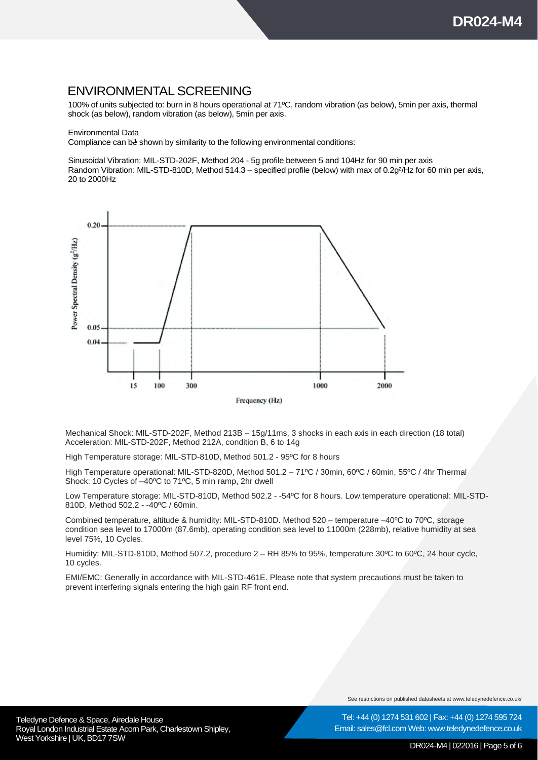## ENVIRONMENTAL SCREENING

100% of units subjected to: burn in 8 hours operational at 71ºC, random vibration (as below), 5min per axis, thermal shock (as below), random vibration (as below), 5min per axis.

Environmental Data

Compliance can be shown by similarity to the following environmental conditions:

Sinusoidal Vibration: MIL-STD-202F, Method 204 - 5g profile between 5 and 104Hz for 90 min per axis

Random Vibration: MIL-STD-810D, Method 514.3 – specified profile (below) with max of 0.2g²/Hz for 60 min per axis, 20 to 2000Hz

Mechanical Shock: MIL-STD-202F, Method 213B – 15g/11ms, 3 shocks in each axis in each direction (18 total)
Acceleration: MIL-STD-202F, Method 212A, condition B, 6 to 14g

High Temperature storage: MIL-STD-810D, Method 501.2 - 95ºC for 8 hours

High Temperature operational: MIL-STD-820D, Method 501.2 – 71ºC / 30min, 60ºC / 60min, 55ºC / 4hr Thermal Shock: 10 Cycles of –40ºC to 71ºC, 5 min ramp, 2hr dwell

Low Temperature storage: MIL-STD-810D, Method 502.2 - -54ºC for 8 hours. Low temperature operational: MIL-STD-810D, Method 502.2 - -40ºC / 60min.

Combined temperature, altitude & humidity: MIL-STD-810D. Method 520 – temperature –40ºC to 70ºC, storage condition sea level to 17000m (87.6mb), operating condition sea level to 11000m (228mb), relative humidity at sea level 75%, 10 Cycles.

Humidity: MIL-STD-810D, Method 507.2, procedure 2 – RH 85% to 95%, temperature 30ºC to 60ºC, 24 hour cycle, 10 cycles.

EMI/EMC: Generally in accordance with MIL-STD-461E. Please note that system precautions must be taken to prevent interfering signals entering the high gain RF front end.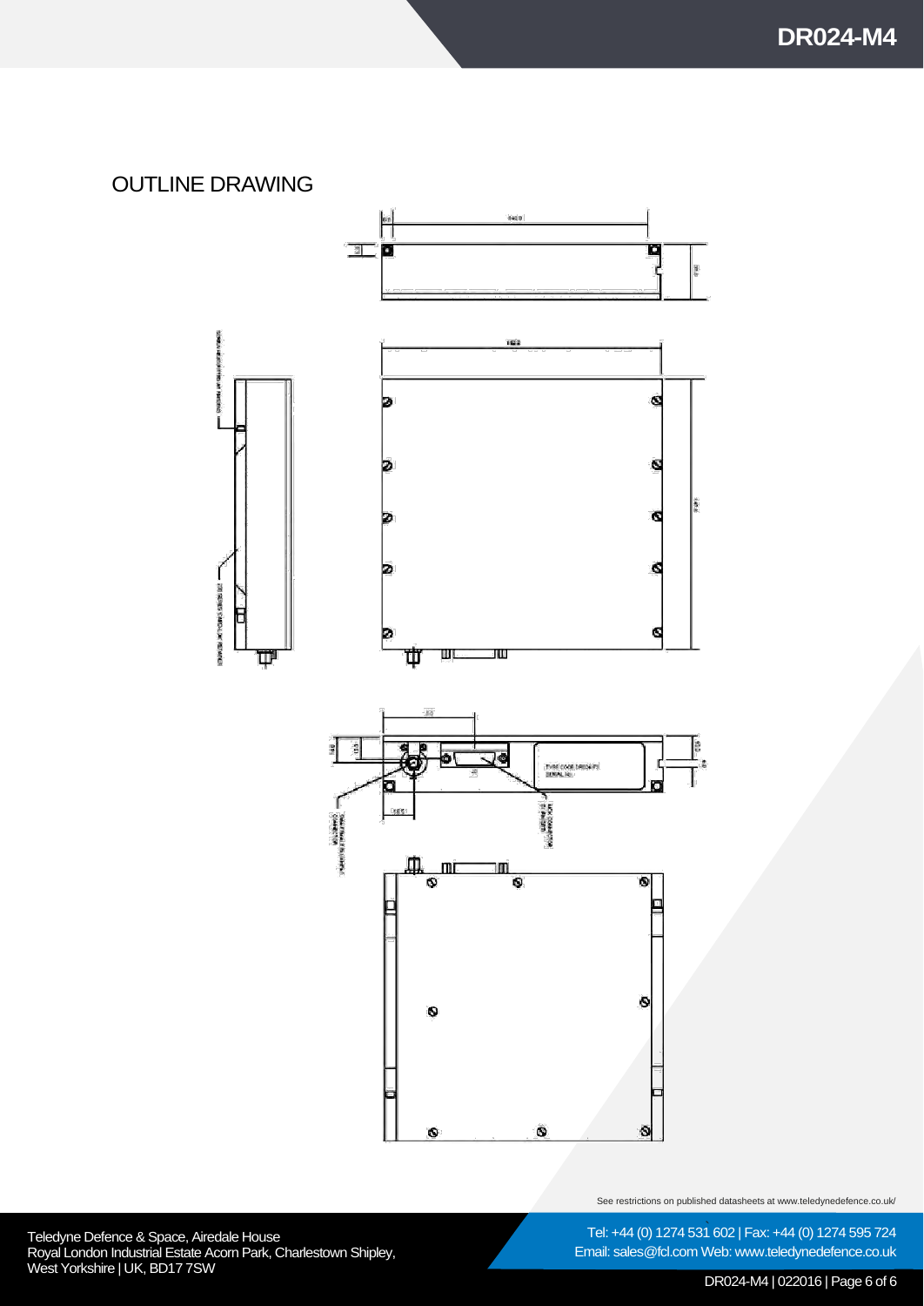## OUTLINE DRAWING

See restrictions on published datasheets at www.teledynedefence.co.uk/

Teledyne Defence & Space, Airedale House
Royal London Industrial Estate Acorn Park, Charlestown Shipley,
West Yorkshire | UK, BD17 7SW

Tel: +44 (0) 1274 531 602 | Fax: +44 (0) 1274 595 724
Email: sales@fcl.com Web: www.teledynedefence.co.uk